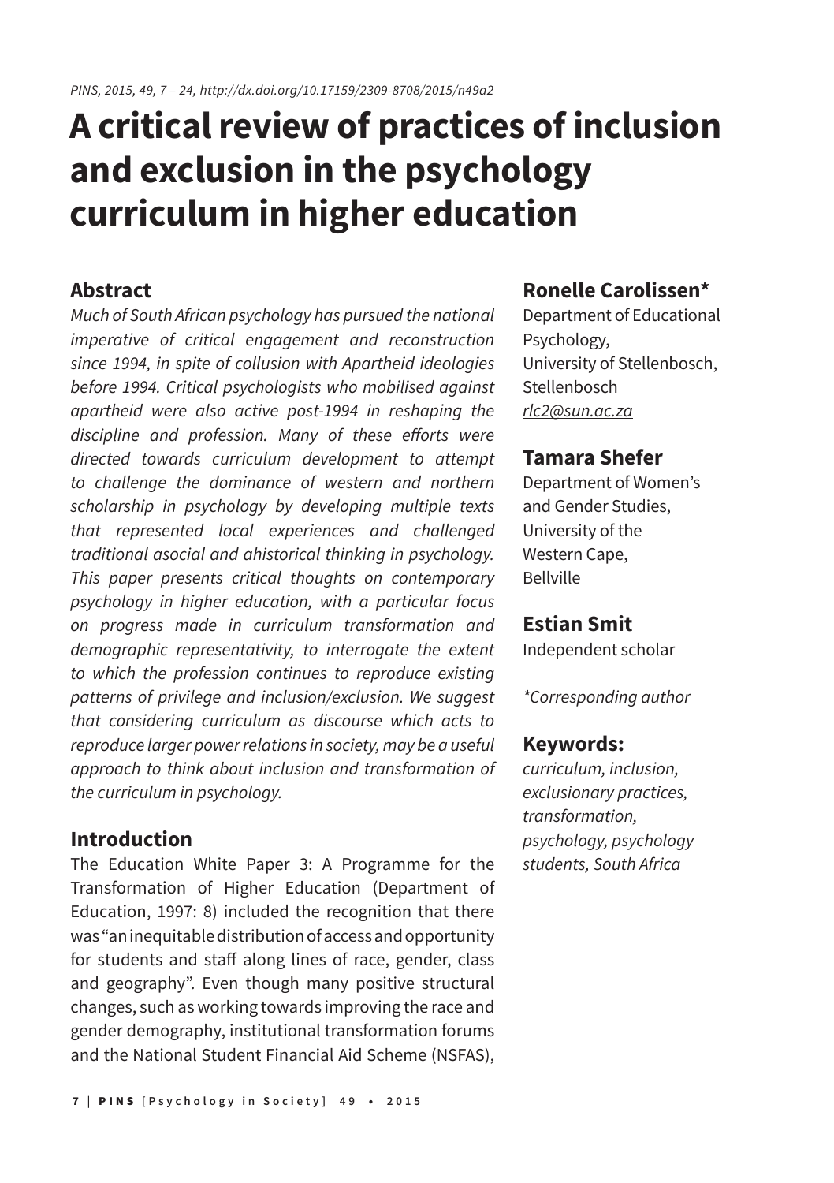# A critical review of practices of inclusion and exclusion in the psychology curriculum in higher education

**Ronelle Carolissen***
Department of Educational Psychology,
University of Stellenbosch,
Stellenbosch
rlc2@sun.ac.za

**Tamara Shefer**
Department of Women's and Gender Studies,
University of the Western Cape,
Bellville

**Estian Smit**
Independent scholar

*Corresponding author

## Abstract

*Much of South African psychology has pursued the national imperative of critical engagement and reconstruction since 1994, in spite of collusion with Apartheid ideologies before 1994. Critical psychologists who mobilised against apartheid were also active post-1994 in reshaping the discipline and profession. Many of these efforts were directed towards curriculum development to attempt to challenge the dominance of western and northern scholarship in psychology by developing multiple texts that represented local experiences and challenged traditional asocial and ahistorical thinking in psychology. This paper presents critical thoughts on contemporary psychology in higher education, with a particular focus on progress made in curriculum transformation and demographic representativity, to interrogate the extent to which the profession continues to reproduce existing patterns of privilege and inclusion/exclusion. We suggest that considering curriculum as discourse which acts to reproduce larger power relations in society, may be a useful approach to think about inclusion and transformation of the curriculum in psychology.*

**Keywords:**
*curriculum, inclusion, exclusionary practices, transformation, psychology, psychology students, South Africa*

## Introduction

The Education White Paper 3: A Programme for the Transformation of Higher Education (Department of Education, 1997: 8) included the recognition that there was "an inequitable distribution of access and opportunity for students and staff along lines of race, gender, class and geography". Even though many positive structural changes, such as working towards improving the race and gender demography, institutional transformation forums and the National Student Financial Aid Scheme (NSFAS),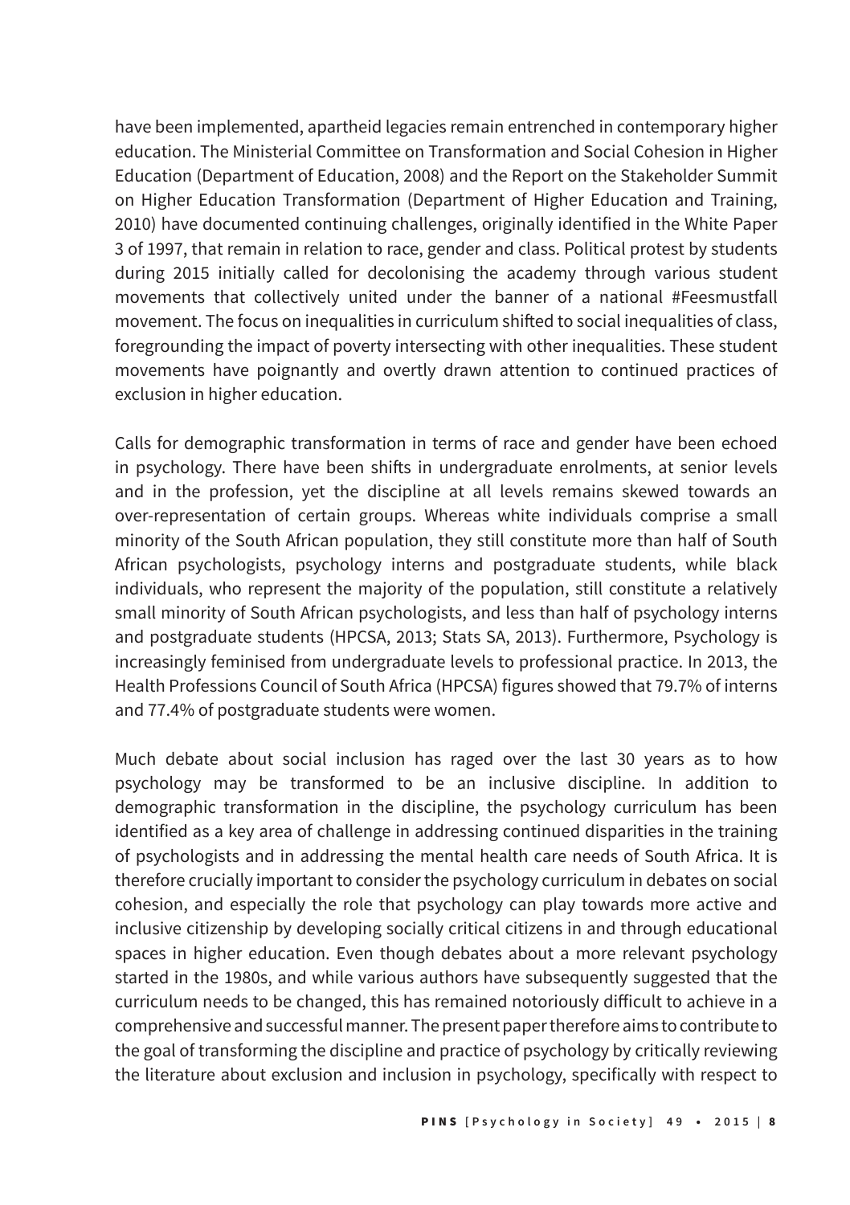have been implemented, apartheid legacies remain entrenched in contemporary higher education. The Ministerial Committee on Transformation and Social Cohesion in Higher Education (Department of Education, 2008) and the Report on the Stakeholder Summit on Higher Education Transformation (Department of Higher Education and Training, 2010) have documented continuing challenges, originally identified in the White Paper 3 of 1997, that remain in relation to race, gender and class. Political protest by students during 2015 initially called for decolonising the academy through various student movements that collectively united under the banner of a national #Feesmustfall movement. The focus on inequalities in curriculum shifted to social inequalities of class, foregrounding the impact of poverty intersecting with other inequalities. These student movements have poignantly and overtly drawn attention to continued practices of exclusion in higher education.

Calls for demographic transformation in terms of race and gender have been echoed in psychology. There have been shifts in undergraduate enrolments, at senior levels and in the profession, yet the discipline at all levels remains skewed towards an over-representation of certain groups. Whereas white individuals comprise a small minority of the South African population, they still constitute more than half of South African psychologists, psychology interns and postgraduate students, while black individuals, who represent the majority of the population, still constitute a relatively small minority of South African psychologists, and less than half of psychology interns and postgraduate students (HPCSA, 2013; Stats SA, 2013). Furthermore, Psychology is increasingly feminised from undergraduate levels to professional practice. In 2013, the Health Professions Council of South Africa (HPCSA) figures showed that 79.7% of interns and 77.4% of postgraduate students were women.

Much debate about social inclusion has raged over the last 30 years as to how psychology may be transformed to be an inclusive discipline. In addition to demographic transformation in the discipline, the psychology curriculum has been identified as a key area of challenge in addressing continued disparities in the training of psychologists and in addressing the mental health care needs of South Africa. It is therefore crucially important to consider the psychology curriculum in debates on social cohesion, and especially the role that psychology can play towards more active and inclusive citizenship by developing socially critical citizens in and through educational spaces in higher education. Even though debates about a more relevant psychology started in the 1980s, and while various authors have subsequently suggested that the curriculum needs to be changed, this has remained notoriously difficult to achieve in a comprehensive and successful manner. The present paper therefore aims to contribute to the goal of transforming the discipline and practice of psychology by critically reviewing the literature about exclusion and inclusion in psychology, specifically with respect to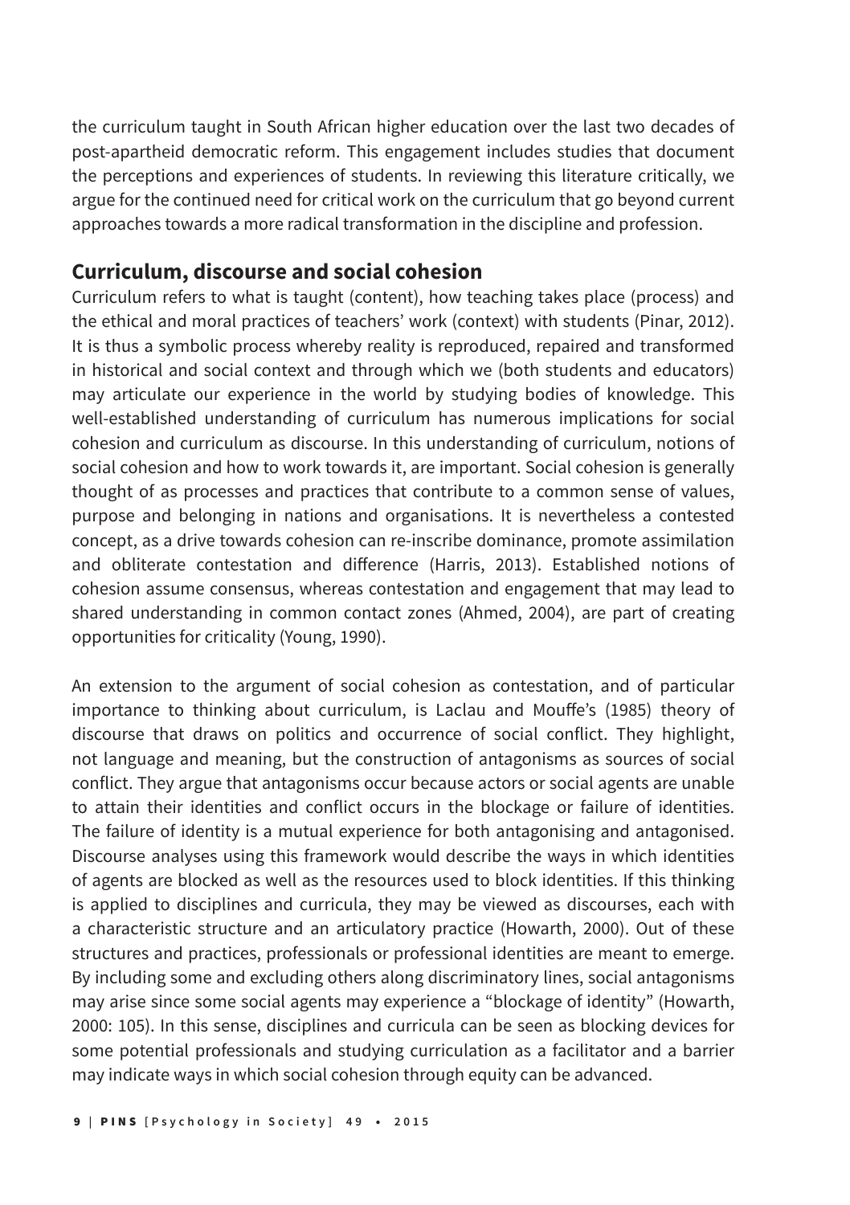the curriculum taught in South African higher education over the last two decades of post-apartheid democratic reform. This engagement includes studies that document the perceptions and experiences of students. In reviewing this literature critically, we argue for the continued need for critical work on the curriculum that go beyond current approaches towards a more radical transformation in the discipline and profession.

## Curriculum, discourse and social cohesion

Curriculum refers to what is taught (content), how teaching takes place (process) and the ethical and moral practices of teachers' work (context) with students (Pinar, 2012). It is thus a symbolic process whereby reality is reproduced, repaired and transformed in historical and social context and through which we (both students and educators) may articulate our experience in the world by studying bodies of knowledge. This well-established understanding of curriculum has numerous implications for social cohesion and curriculum as discourse. In this understanding of curriculum, notions of social cohesion and how to work towards it, are important. Social cohesion is generally thought of as processes and practices that contribute to a common sense of values, purpose and belonging in nations and organisations. It is nevertheless a contested concept, as a drive towards cohesion can re-inscribe dominance, promote assimilation and obliterate contestation and difference (Harris, 2013). Established notions of cohesion assume consensus, whereas contestation and engagement that may lead to shared understanding in common contact zones (Ahmed, 2004), are part of creating opportunities for criticality (Young, 1990).

An extension to the argument of social cohesion as contestation, and of particular importance to thinking about curriculum, is Laclau and Mouffe's (1985) theory of discourse that draws on politics and occurrence of social conflict. They highlight, not language and meaning, but the construction of antagonisms as sources of social conflict. They argue that antagonisms occur because actors or social agents are unable to attain their identities and conflict occurs in the blockage or failure of identities. The failure of identity is a mutual experience for both antagonising and antagonised. Discourse analyses using this framework would describe the ways in which identities of agents are blocked as well as the resources used to block identities. If this thinking is applied to disciplines and curricula, they may be viewed as discourses, each with a characteristic structure and an articulatory practice (Howarth, 2000). Out of these structures and practices, professionals or professional identities are meant to emerge. By including some and excluding others along discriminatory lines, social antagonisms may arise since some social agents may experience a "blockage of identity" (Howarth, 2000: 105). In this sense, disciplines and curricula can be seen as blocking devices for some potential professionals and studying curriculation as a facilitator and a barrier may indicate ways in which social cohesion through equity can be advanced.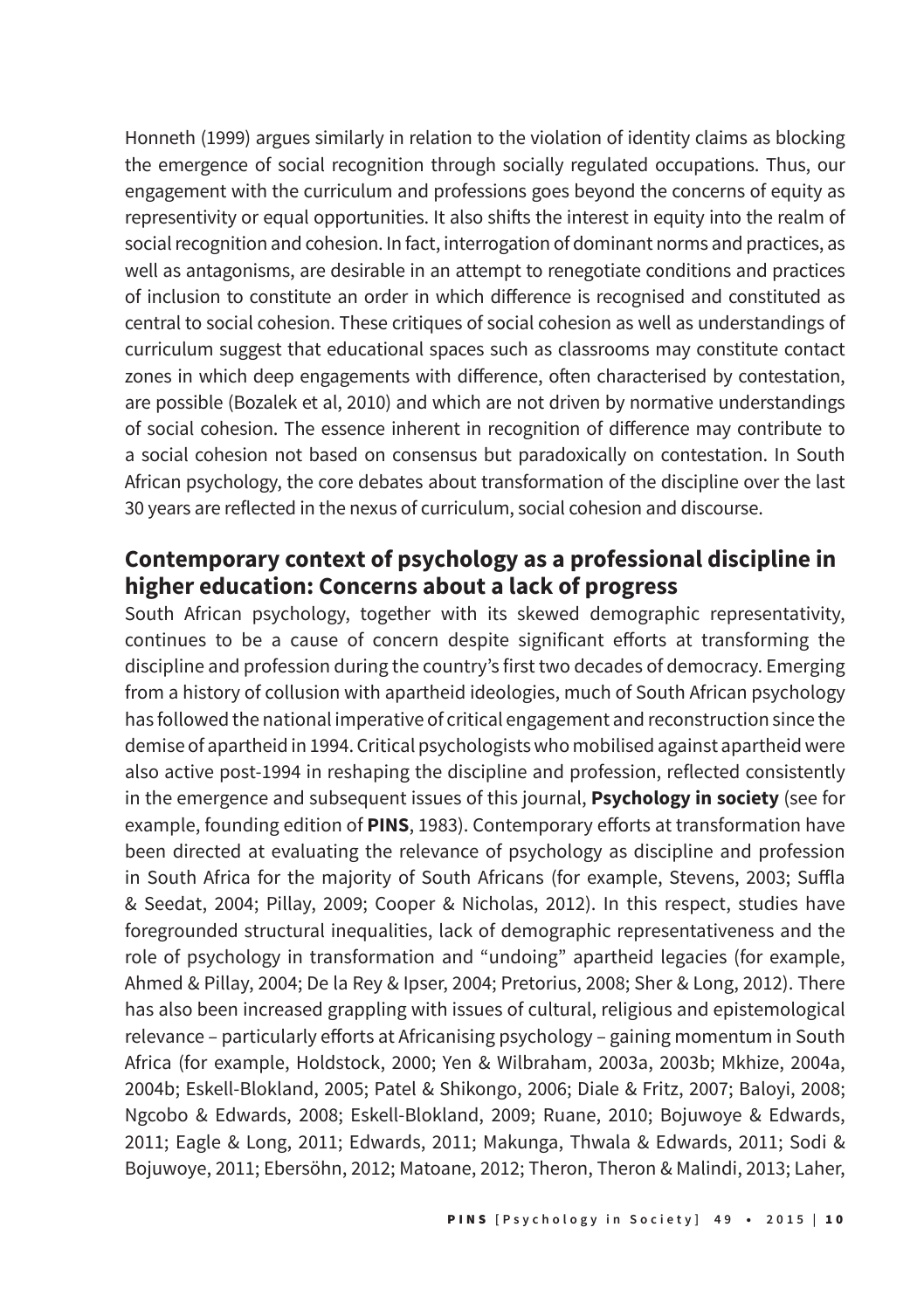Honneth (1999) argues similarly in relation to the violation of identity claims as blocking the emergence of social recognition through socially regulated occupations. Thus, our engagement with the curriculum and professions goes beyond the concerns of equity as representivity or equal opportunities. It also shifts the interest in equity into the realm of social recognition and cohesion. In fact, interrogation of dominant norms and practices, as well as antagonisms, are desirable in an attempt to renegotiate conditions and practices of inclusion to constitute an order in which difference is recognised and constituted as central to social cohesion. These critiques of social cohesion as well as understandings of curriculum suggest that educational spaces such as classrooms may constitute contact zones in which deep engagements with difference, often characterised by contestation, are possible (Bozalek et al, 2010) and which are not driven by normative understandings of social cohesion. The essence inherent in recognition of difference may contribute to a social cohesion not based on consensus but paradoxically on contestation. In South African psychology, the core debates about transformation of the discipline over the last 30 years are reflected in the nexus of curriculum, social cohesion and discourse.

## Contemporary context of psychology as a professional discipline in higher education: Concerns about a lack of progress

South African psychology, together with its skewed demographic representativity, continues to be a cause of concern despite significant efforts at transforming the discipline and profession during the country's first two decades of democracy. Emerging from a history of collusion with apartheid ideologies, much of South African psychology has followed the national imperative of critical engagement and reconstruction since the demise of apartheid in 1994. Critical psychologists who mobilised against apartheid were also active post-1994 in reshaping the discipline and profession, reflected consistently in the emergence and subsequent issues of this journal, **Psychology in society** (see for example, founding edition of **PINS**, 1983). Contemporary efforts at transformation have been directed at evaluating the relevance of psychology as discipline and profession in South Africa for the majority of South Africans (for example, Stevens, 2003; Suffla & Seedat, 2004; Pillay, 2009; Cooper & Nicholas, 2012). In this respect, studies have foregrounded structural inequalities, lack of demographic representativeness and the role of psychology in transformation and "undoing" apartheid legacies (for example, Ahmed & Pillay, 2004; De la Rey & Ipser, 2004; Pretorius, 2008; Sher & Long, 2012). There has also been increased grappling with issues of cultural, religious and epistemological relevance – particularly efforts at Africanising psychology – gaining momentum in South Africa (for example, Holdstock, 2000; Yen & Wilbraham, 2003a, 2003b; Mkhize, 2004a, 2004b; Eskell-Blokland, 2005; Patel & Shikongo, 2006; Diale & Fritz, 2007; Baloyi, 2008; Ngcobo & Edwards, 2008; Eskell-Blokland, 2009; Ruane, 2010; Bojuwoye & Edwards, 2011; Eagle & Long, 2011; Edwards, 2011; Makunga, Thwala & Edwards, 2011; Sodi & Bojuwoye, 2011; Ebersöhn, 2012; Matoane, 2012; Theron, Theron & Malindi, 2013; Laher,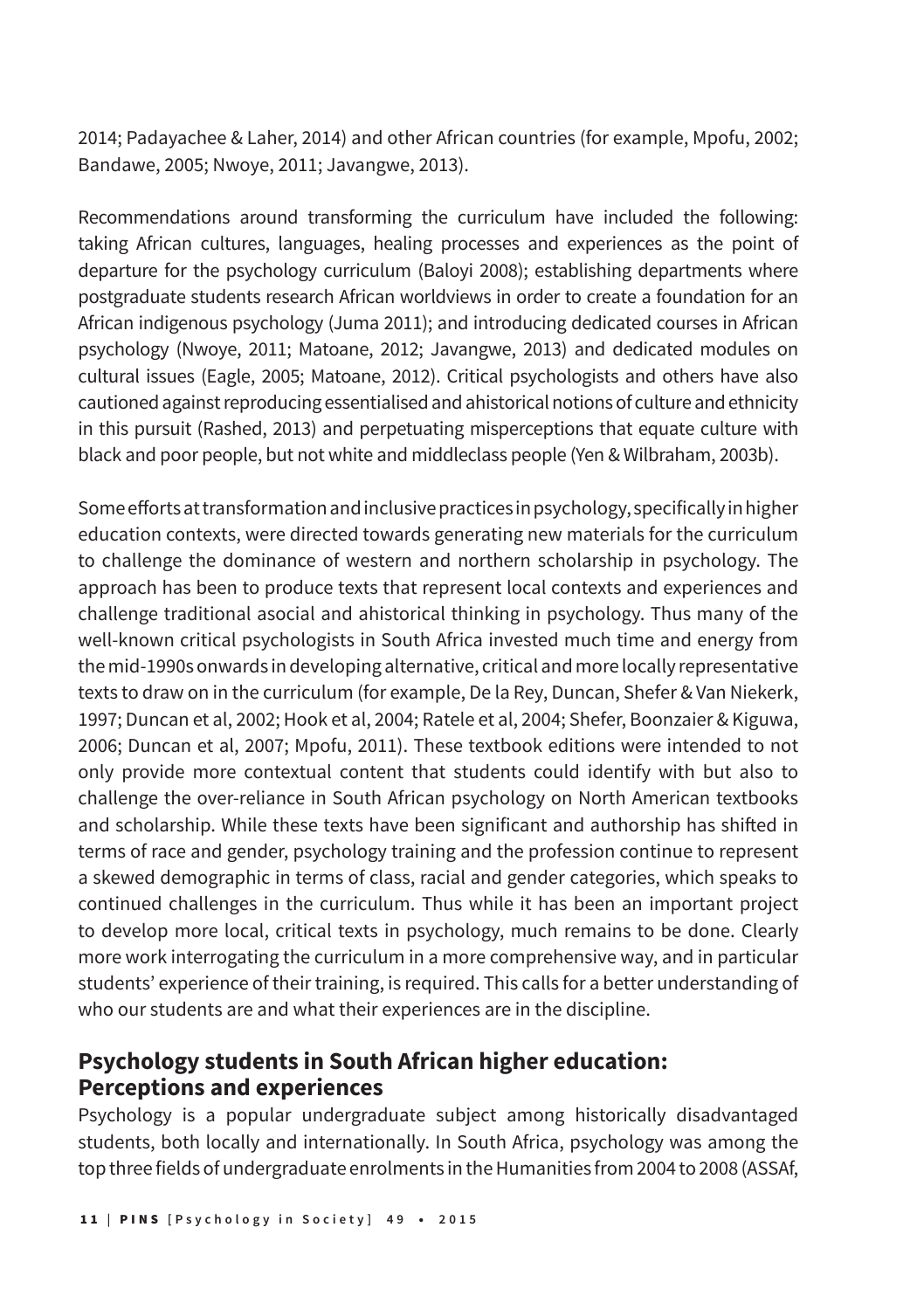2014; Padayachee & Laher, 2014) and other African countries (for example, Mpofu, 2002; Bandawe, 2005; Nwoye, 2011; Javangwe, 2013).

Recommendations around transforming the curriculum have included the following: taking African cultures, languages, healing processes and experiences as the point of departure for the psychology curriculum (Baloyi 2008); establishing departments where postgraduate students research African worldviews in order to create a foundation for an African indigenous psychology (Juma 2011); and introducing dedicated courses in African psychology (Nwoye, 2011; Matoane, 2012; Javangwe, 2013) and dedicated modules on cultural issues (Eagle, 2005; Matoane, 2012). Critical psychologists and others have also cautioned against reproducing essentialised and ahistorical notions of culture and ethnicity in this pursuit (Rashed, 2013) and perpetuating misperceptions that equate culture with black and poor people, but not white and middleclass people (Yen & Wilbraham, 2003b).

Some efforts at transformation and inclusive practices in psychology, specifically in higher education contexts, were directed towards generating new materials for the curriculum to challenge the dominance of western and northern scholarship in psychology. The approach has been to produce texts that represent local contexts and experiences and challenge traditional asocial and ahistorical thinking in psychology. Thus many of the well-known critical psychologists in South Africa invested much time and energy from the mid-1990s onwards in developing alternative, critical and more locally representative texts to draw on in the curriculum (for example, De la Rey, Duncan, Shefer & Van Niekerk, 1997; Duncan et al, 2002; Hook et al, 2004; Ratele et al, 2004; Shefer, Boonzaier & Kiguwa, 2006; Duncan et al, 2007; Mpofu, 2011). These textbook editions were intended to not only provide more contextual content that students could identify with but also to challenge the over-reliance in South African psychology on North American textbooks and scholarship. While these texts have been significant and authorship has shifted in terms of race and gender, psychology training and the profession continue to represent a skewed demographic in terms of class, racial and gender categories, which speaks to continued challenges in the curriculum. Thus while it has been an important project to develop more local, critical texts in psychology, much remains to be done. Clearly more work interrogating the curriculum in a more comprehensive way, and in particular students' experience of their training, is required. This calls for a better understanding of who our students are and what their experiences are in the discipline.

## Psychology students in South African higher education: Perceptions and experiences

Psychology is a popular undergraduate subject among historically disadvantaged students, both locally and internationally. In South Africa, psychology was among the top three fields of undergraduate enrolments in the Humanities from 2004 to 2008 (ASSAf,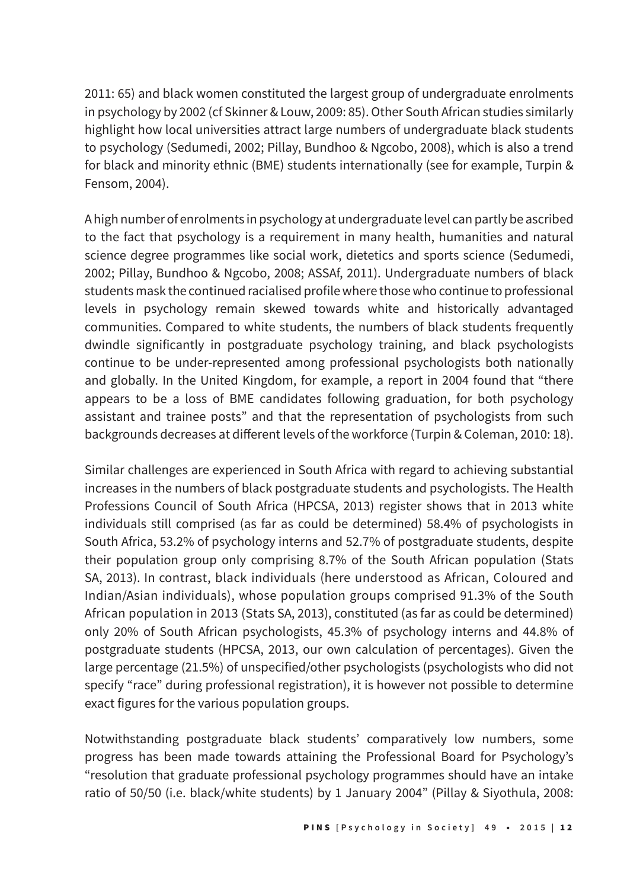2011: 65) and black women constituted the largest group of undergraduate enrolments in psychology by 2002 (cf Skinner & Louw, 2009: 85). Other South African studies similarly highlight how local universities attract large numbers of undergraduate black students to psychology (Sedumedi, 2002; Pillay, Bundhoo & Ngcobo, 2008), which is also a trend for black and minority ethnic (BME) students internationally (see for example, Turpin & Fensom, 2004).

A high number of enrolments in psychology at undergraduate level can partly be ascribed to the fact that psychology is a requirement in many health, humanities and natural science degree programmes like social work, dietetics and sports science (Sedumedi, 2002; Pillay, Bundhoo & Ngcobo, 2008; ASSAf, 2011). Undergraduate numbers of black students mask the continued racialised profile where those who continue to professional levels in psychology remain skewed towards white and historically advantaged communities. Compared to white students, the numbers of black students frequently dwindle significantly in postgraduate psychology training, and black psychologists continue to be under-represented among professional psychologists both nationally and globally. In the United Kingdom, for example, a report in 2004 found that "there appears to be a loss of BME candidates following graduation, for both psychology assistant and trainee posts" and that the representation of psychologists from such backgrounds decreases at different levels of the workforce (Turpin & Coleman, 2010: 18).

Similar challenges are experienced in South Africa with regard to achieving substantial increases in the numbers of black postgraduate students and psychologists. The Health Professions Council of South Africa (HPCSA, 2013) register shows that in 2013 white individuals still comprised (as far as could be determined) 58.4% of psychologists in South Africa, 53.2% of psychology interns and 52.7% of postgraduate students, despite their population group only comprising 8.7% of the South African population (Stats SA, 2013). In contrast, black individuals (here understood as African, Coloured and Indian/Asian individuals), whose population groups comprised 91.3% of the South African population in 2013 (Stats SA, 2013), constituted (as far as could be determined) only 20% of South African psychologists, 45.3% of psychology interns and 44.8% of postgraduate students (HPCSA, 2013, our own calculation of percentages). Given the large percentage (21.5%) of unspecified/other psychologists (psychologists who did not specify "race" during professional registration), it is however not possible to determine exact figures for the various population groups.

Notwithstanding postgraduate black students' comparatively low numbers, some progress has been made towards attaining the Professional Board for Psychology's "resolution that graduate professional psychology programmes should have an intake ratio of 50/50 (i.e. black/white students) by 1 January 2004" (Pillay & Siyothula, 2008: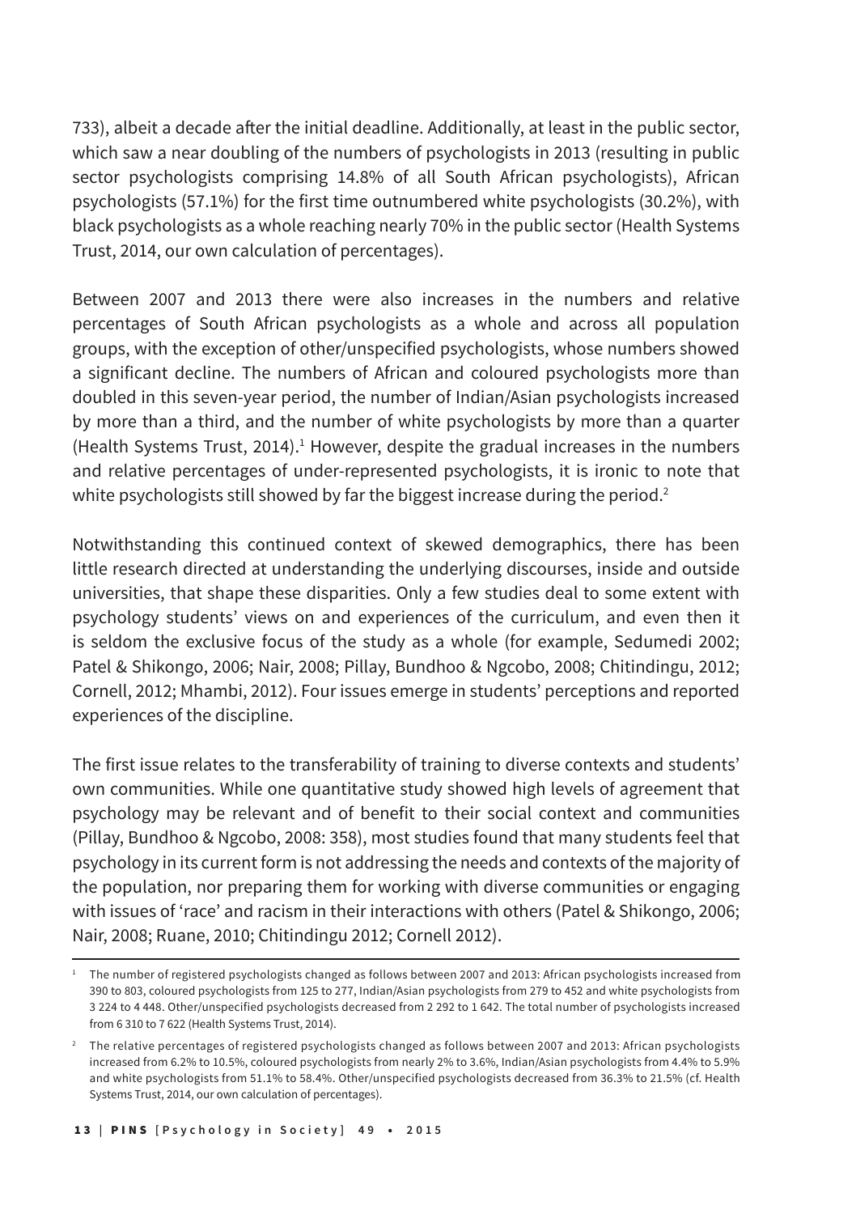733), albeit a decade after the initial deadline. Additionally, at least in the public sector, which saw a near doubling of the numbers of psychologists in 2013 (resulting in public sector psychologists comprising 14.8% of all South African psychologists), African psychologists (57.1%) for the first time outnumbered white psychologists (30.2%), with black psychologists as a whole reaching nearly 70% in the public sector (Health Systems Trust, 2014, our own calculation of percentages).

Between 2007 and 2013 there were also increases in the numbers and relative percentages of South African psychologists as a whole and across all population groups, with the exception of other/unspecified psychologists, whose numbers showed a significant decline. The numbers of African and coloured psychologists more than doubled in this seven-year period, the number of Indian/Asian psychologists increased by more than a third, and the number of white psychologists by more than a quarter (Health Systems Trust, 2014).[1] However, despite the gradual increases in the numbers and relative percentages of under-represented psychologists, it is ironic to note that white psychologists still showed by far the biggest increase during the period.[2]

Notwithstanding this continued context of skewed demographics, there has been little research directed at understanding the underlying discourses, inside and outside universities, that shape these disparities. Only a few studies deal to some extent with psychology students' views on and experiences of the curriculum, and even then it is seldom the exclusive focus of the study as a whole (for example, Sedumedi 2002; Patel & Shikongo, 2006; Nair, 2008; Pillay, Bundhoo & Ngcobo, 2008; Chitindingu, 2012; Cornell, 2012; Mhambi, 2012). Four issues emerge in students' perceptions and reported experiences of the discipline.

The first issue relates to the transferability of training to diverse contexts and students' own communities. While one quantitative study showed high levels of agreement that psychology may be relevant and of benefit to their social context and communities (Pillay, Bundhoo & Ngcobo, 2008: 358), most studies found that many students feel that psychology in its current form is not addressing the needs and contexts of the majority of the population, nor preparing them for working with diverse communities or engaging with issues of 'race' and racism in their interactions with others (Patel & Shikongo, 2006; Nair, 2008; Ruane, 2010; Chitindingu 2012; Cornell 2012).

---

[1] The number of registered psychologists changed as follows between 2007 and 2013: African psychologists increased from 390 to 803, coloured psychologists from 125 to 277, Indian/Asian psychologists from 279 to 452 and white psychologists from 3 224 to 4 448. Other/unspecified psychologists decreased from 2 292 to 1 642. The total number of psychologists increased from 6 310 to 7 622 (Health Systems Trust, 2014).

[2] The relative percentages of registered psychologists changed as follows between 2007 and 2013: African psychologists increased from 6.2% to 10.5%, coloured psychologists from nearly 2% to 3.6%, Indian/Asian psychologists from 4.4% to 5.9% and white psychologists from 51.1% to 58.4%. Other/unspecified psychologists decreased from 36.3% to 21.5% (cf. Health Systems Trust, 2014, our own calculation of percentages).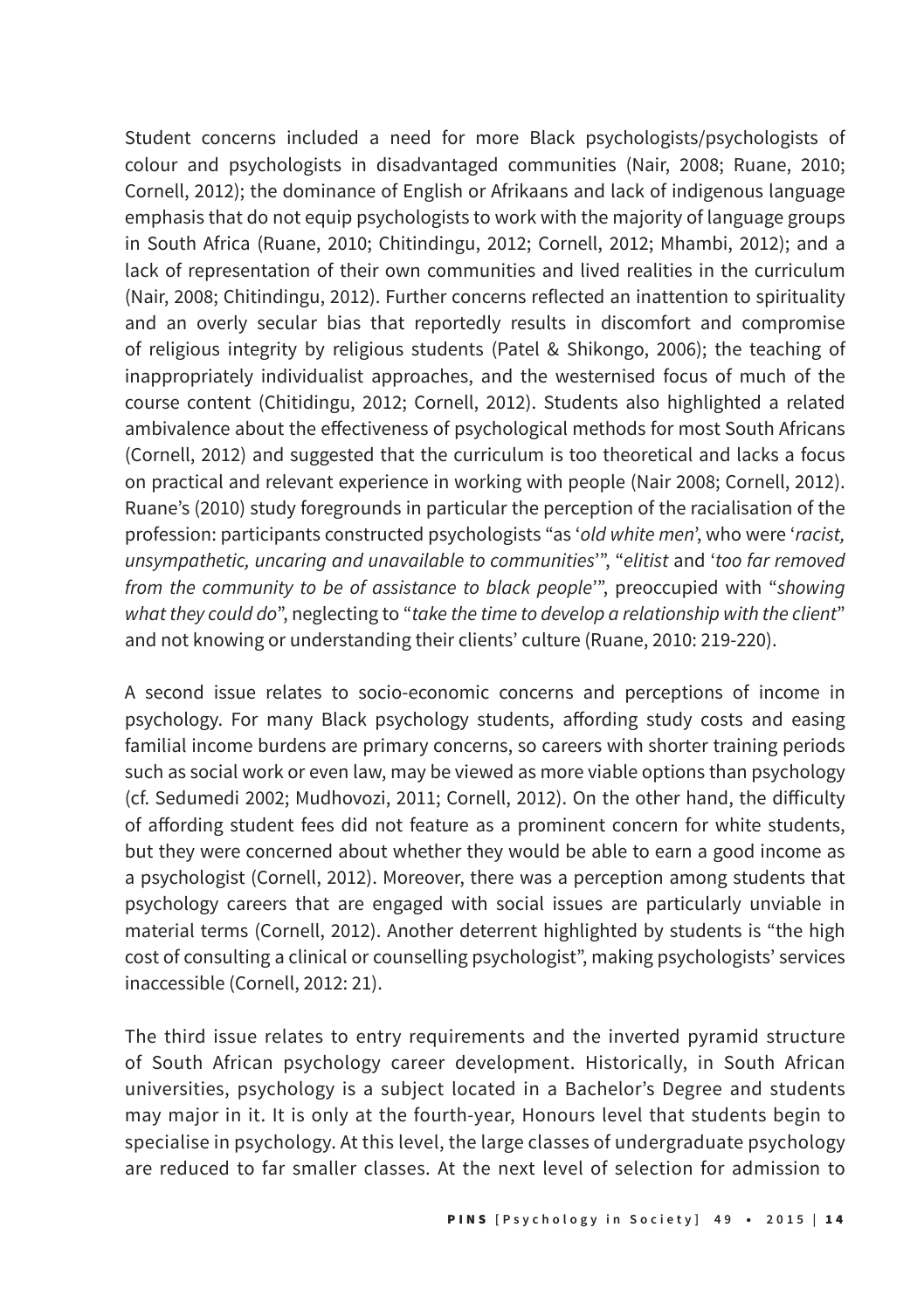Student concerns included a need for more Black psychologists/psychologists of colour and psychologists in disadvantaged communities (Nair, 2008; Ruane, 2010; Cornell, 2012); the dominance of English or Afrikaans and lack of indigenous language emphasis that do not equip psychologists to work with the majority of language groups in South Africa (Ruane, 2010; Chitindingu, 2012; Cornell, 2012; Mhambi, 2012); and a lack of representation of their own communities and lived realities in the curriculum (Nair, 2008; Chitindingu, 2012). Further concerns reflected an inattention to spirituality and an overly secular bias that reportedly results in discomfort and compromise of religious integrity by religious students (Patel & Shikongo, 2006); the teaching of inappropriately individualist approaches, and the westernised focus of much of the course content (Chitidingu, 2012; Cornell, 2012). Students also highlighted a related ambivalence about the effectiveness of psychological methods for most South Africans (Cornell, 2012) and suggested that the curriculum is too theoretical and lacks a focus on practical and relevant experience in working with people (Nair 2008; Cornell, 2012). Ruane's (2010) study foregrounds in particular the perception of the racialisation of the profession: participants constructed psychologists "as '*old white men*', who were '*racist, unsympathetic, uncaring and unavailable to communities*'", "*elitist* and '*too far removed from the community to be of assistance to black people*'", preoccupied with "*showing what they could do*", neglecting to "*take the time to develop a relationship with the client*" and not knowing or understanding their clients' culture (Ruane, 2010: 219-220).

A second issue relates to socio-economic concerns and perceptions of income in psychology. For many Black psychology students, affording study costs and easing familial income burdens are primary concerns, so careers with shorter training periods such as social work or even law, may be viewed as more viable options than psychology (cf. Sedumedi 2002; Mudhovozi, 2011; Cornell, 2012). On the other hand, the difficulty of affording student fees did not feature as a prominent concern for white students, but they were concerned about whether they would be able to earn a good income as a psychologist (Cornell, 2012). Moreover, there was a perception among students that psychology careers that are engaged with social issues are particularly unviable in material terms (Cornell, 2012). Another deterrent highlighted by students is "the high cost of consulting a clinical or counselling psychologist", making psychologists' services inaccessible (Cornell, 2012: 21).

The third issue relates to entry requirements and the inverted pyramid structure of South African psychology career development. Historically, in South African universities, psychology is a subject located in a Bachelor's Degree and students may major in it. It is only at the fourth-year, Honours level that students begin to specialise in psychology. At this level, the large classes of undergraduate psychology are reduced to far smaller classes. At the next level of selection for admission to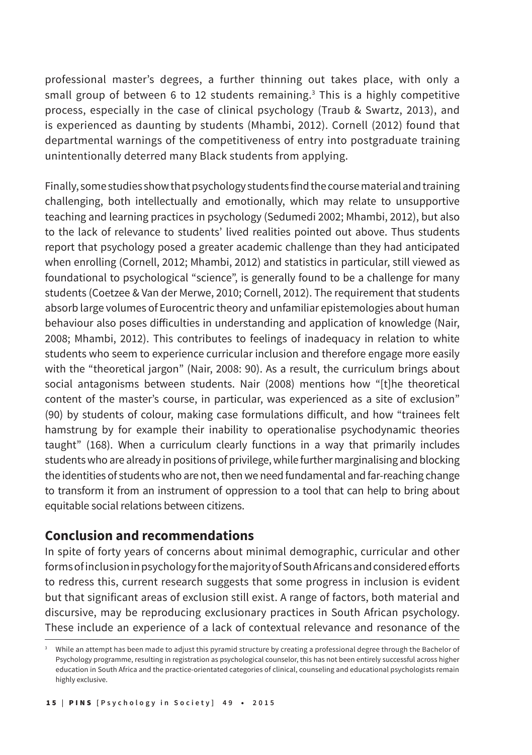professional master's degrees, a further thinning out takes place, with only a small group of between 6 to 12 students remaining.[3] This is a highly competitive process, especially in the case of clinical psychology (Traub & Swartz, 2013), and is experienced as daunting by students (Mhambi, 2012). Cornell (2012) found that departmental warnings of the competitiveness of entry into postgraduate training unintentionally deterred many Black students from applying.

Finally, some studies show that psychology students find the course material and training challenging, both intellectually and emotionally, which may relate to unsupportive teaching and learning practices in psychology (Sedumedi 2002; Mhambi, 2012), but also to the lack of relevance to students' lived realities pointed out above. Thus students report that psychology posed a greater academic challenge than they had anticipated when enrolling (Cornell, 2012; Mhambi, 2012) and statistics in particular, still viewed as foundational to psychological "science", is generally found to be a challenge for many students (Coetzee & Van der Merwe, 2010; Cornell, 2012). The requirement that students absorb large volumes of Eurocentric theory and unfamiliar epistemologies about human behaviour also poses difficulties in understanding and application of knowledge (Nair, 2008; Mhambi, 2012). This contributes to feelings of inadequacy in relation to white students who seem to experience curricular inclusion and therefore engage more easily with the "theoretical jargon" (Nair, 2008: 90). As a result, the curriculum brings about social antagonisms between students. Nair (2008) mentions how "[t]he theoretical content of the master's course, in particular, was experienced as a site of exclusion" (90) by students of colour, making case formulations difficult, and how "trainees felt hamstrung by for example their inability to operationalise psychodynamic theories taught" (168). When a curriculum clearly functions in a way that primarily includes students who are already in positions of privilege, while further marginalising and blocking the identities of students who are not, then we need fundamental and far-reaching change to transform it from an instrument of oppression to a tool that can help to bring about equitable social relations between citizens.

## Conclusion and recommendations

In spite of forty years of concerns about minimal demographic, curricular and other forms of inclusion in psychology for the majority of South Africans and considered efforts to redress this, current research suggests that some progress in inclusion is evident but that significant areas of exclusion still exist. A range of factors, both material and discursive, may be reproducing exclusionary practices in South African psychology. These include an experience of a lack of contextual relevance and resonance of the

[3] While an attempt has been made to adjust this pyramid structure by creating a professional degree through the Bachelor of Psychology programme, resulting in registration as psychological counselor, this has not been entirely successful across higher education in South Africa and the practice-orientated categories of clinical, counseling and educational psychologists remain highly exclusive.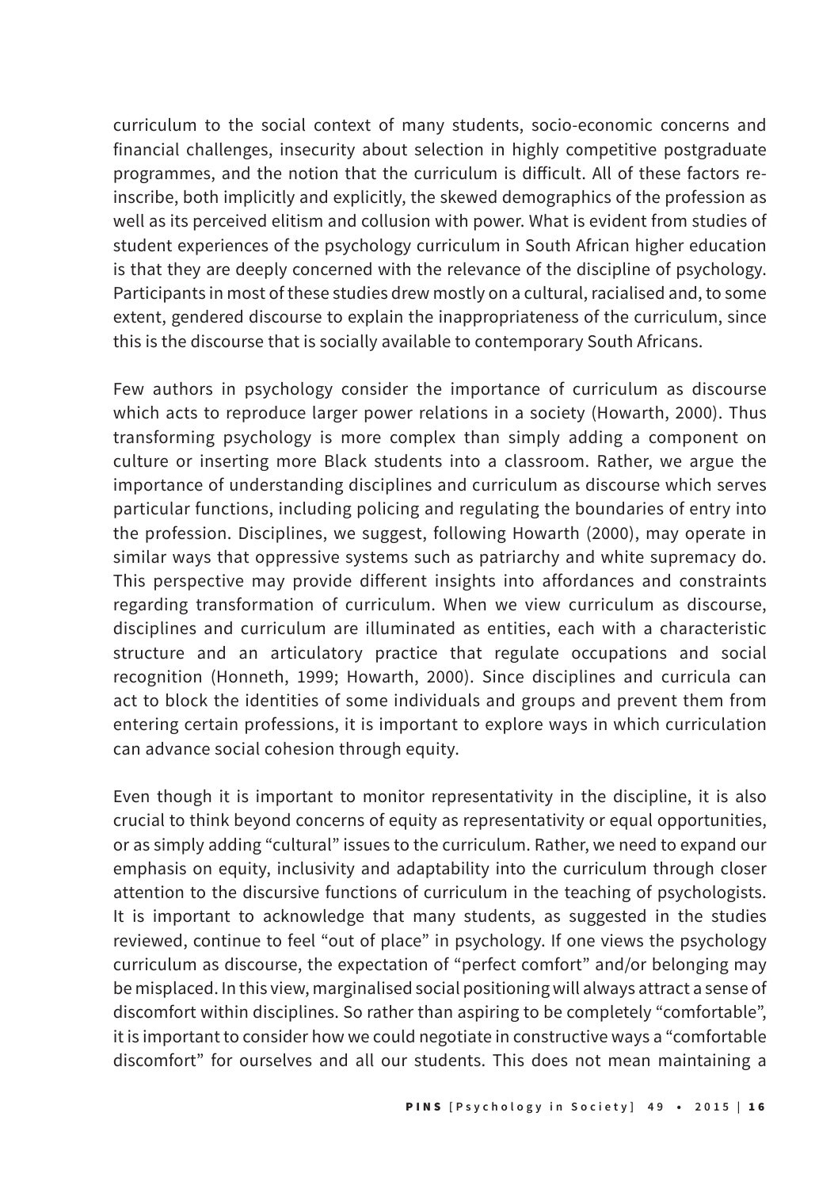curriculum to the social context of many students, socio-economic concerns and financial challenges, insecurity about selection in highly competitive postgraduate programmes, and the notion that the curriculum is difficult. All of these factors re-inscribe, both implicitly and explicitly, the skewed demographics of the profession as well as its perceived elitism and collusion with power. What is evident from studies of student experiences of the psychology curriculum in South African higher education is that they are deeply concerned with the relevance of the discipline of psychology. Participants in most of these studies drew mostly on a cultural, racialised and, to some extent, gendered discourse to explain the inappropriateness of the curriculum, since this is the discourse that is socially available to contemporary South Africans.

Few authors in psychology consider the importance of curriculum as discourse which acts to reproduce larger power relations in a society (Howarth, 2000). Thus transforming psychology is more complex than simply adding a component on culture or inserting more Black students into a classroom. Rather, we argue the importance of understanding disciplines and curriculum as discourse which serves particular functions, including policing and regulating the boundaries of entry into the profession. Disciplines, we suggest, following Howarth (2000), may operate in similar ways that oppressive systems such as patriarchy and white supremacy do. This perspective may provide different insights into affordances and constraints regarding transformation of curriculum. When we view curriculum as discourse, disciplines and curriculum are illuminated as entities, each with a characteristic structure and an articulatory practice that regulate occupations and social recognition (Honneth, 1999; Howarth, 2000). Since disciplines and curricula can act to block the identities of some individuals and groups and prevent them from entering certain professions, it is important to explore ways in which curriculation can advance social cohesion through equity.

Even though it is important to monitor representativity in the discipline, it is also crucial to think beyond concerns of equity as representativity or equal opportunities, or as simply adding "cultural" issues to the curriculum. Rather, we need to expand our emphasis on equity, inclusivity and adaptability into the curriculum through closer attention to the discursive functions of curriculum in the teaching of psychologists. It is important to acknowledge that many students, as suggested in the studies reviewed, continue to feel "out of place" in psychology. If one views the psychology curriculum as discourse, the expectation of "perfect comfort" and/or belonging may be misplaced. In this view, marginalised social positioning will always attract a sense of discomfort within disciplines. So rather than aspiring to be completely "comfortable", it is important to consider how we could negotiate in constructive ways a "comfortable discomfort" for ourselves and all our students. This does not mean maintaining a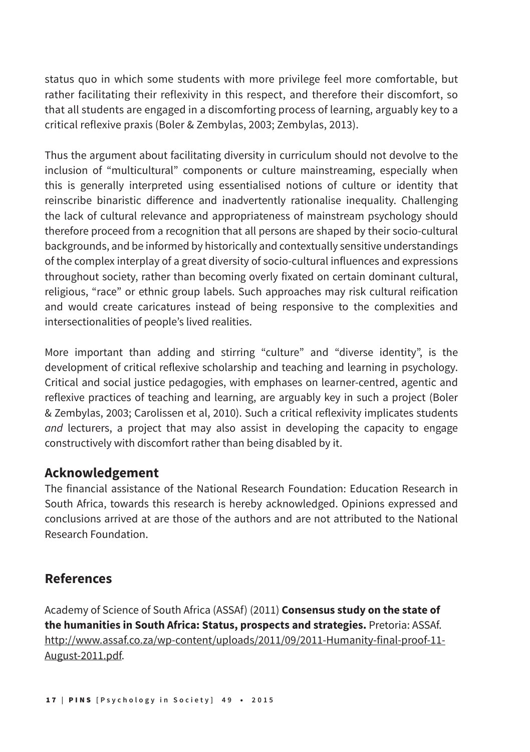status quo in which some students with more privilege feel more comfortable, but rather facilitating their reflexivity in this respect, and therefore their discomfort, so that all students are engaged in a discomforting process of learning, arguably key to a critical reflexive praxis (Boler & Zembylas, 2003; Zembylas, 2013).

Thus the argument about facilitating diversity in curriculum should not devolve to the inclusion of "multicultural" components or culture mainstreaming, especially when this is generally interpreted using essentialised notions of culture or identity that reinscribe binaristic difference and inadvertently rationalise inequality. Challenging the lack of cultural relevance and appropriateness of mainstream psychology should therefore proceed from a recognition that all persons are shaped by their socio-cultural backgrounds, and be informed by historically and contextually sensitive understandings of the complex interplay of a great diversity of socio-cultural influences and expressions throughout society, rather than becoming overly fixated on certain dominant cultural, religious, "race" or ethnic group labels. Such approaches may risk cultural reification and would create caricatures instead of being responsive to the complexities and intersectionalities of people's lived realities.

More important than adding and stirring "culture" and "diverse identity", is the development of critical reflexive scholarship and teaching and learning in psychology. Critical and social justice pedagogies, with emphases on learner-centred, agentic and reflexive practices of teaching and learning, are arguably key in such a project (Boler & Zembylas, 2003; Carolissen et al, 2010). Such a critical reflexivity implicates students *and* lecturers, a project that may also assist in developing the capacity to engage constructively with discomfort rather than being disabled by it.

## Acknowledgement

The financial assistance of the National Research Foundation: Education Research in South Africa, towards this research is hereby acknowledged. Opinions expressed and conclusions arrived at are those of the authors and are not attributed to the National Research Foundation.

## References

Academy of Science of South Africa (ASSAf) (2011) **Consensus study on the state of the humanities in South Africa: Status, prospects and strategies.** Pretoria: ASSAf. http://www.assaf.co.za/wp-content/uploads/2011/09/2011-Humanity-final-proof-11-August-2011.pdf.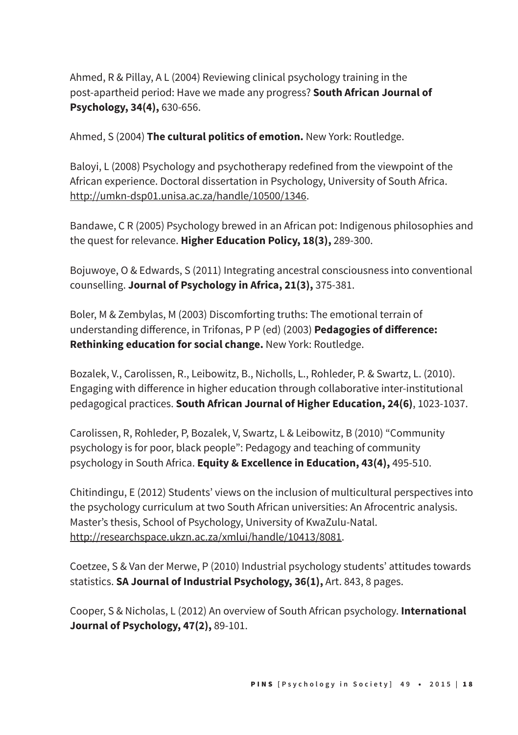Ahmed, R & Pillay, A L (2004) Reviewing clinical psychology training in the post-apartheid period: Have we made any progress? **South African Journal of Psychology, 34(4),** 630-656.

Ahmed, S (2004) **The cultural politics of emotion.** New York: Routledge.

Baloyi, L (2008) Psychology and psychotherapy redefined from the viewpoint of the African experience. Doctoral dissertation in Psychology, University of South Africa. http://umkn-dsp01.unisa.ac.za/handle/10500/1346.

Bandawe, C R (2005) Psychology brewed in an African pot: Indigenous philosophies and the quest for relevance. **Higher Education Policy, 18(3),** 289-300.

Bojuwoye, O & Edwards, S (2011) Integrating ancestral consciousness into conventional counselling. **Journal of Psychology in Africa, 21(3),** 375-381.

Boler, M & Zembylas, M (2003) Discomforting truths: The emotional terrain of understanding difference, in Trifonas, P P (ed) (2003) **Pedagogies of difference: Rethinking education for social change.** New York: Routledge.

Bozalek, V., Carolissen, R., Leibowitz, B., Nicholls, L., Rohleder, P. & Swartz, L. (2010). Engaging with difference in higher education through collaborative inter-institutional pedagogical practices. **South African Journal of Higher Education, 24(6)**, 1023-1037.

Carolissen, R, Rohleder, P, Bozalek, V, Swartz, L & Leibowitz, B (2010) "Community psychology is for poor, black people": Pedagogy and teaching of community psychology in South Africa. **Equity & Excellence in Education, 43(4),** 495-510.

Chitindingu, E (2012) Students' views on the inclusion of multicultural perspectives into the psychology curriculum at two South African universities: An Afrocentric analysis. Master's thesis, School of Psychology, University of KwaZulu-Natal. http://researchspace.ukzn.ac.za/xmlui/handle/10413/8081.

Coetzee, S & Van der Merwe, P (2010) Industrial psychology students' attitudes towards statistics. **SA Journal of Industrial Psychology, 36(1),** Art. 843, 8 pages.

Cooper, S & Nicholas, L (2012) An overview of South African psychology. **International Journal of Psychology, 47(2),** 89-101.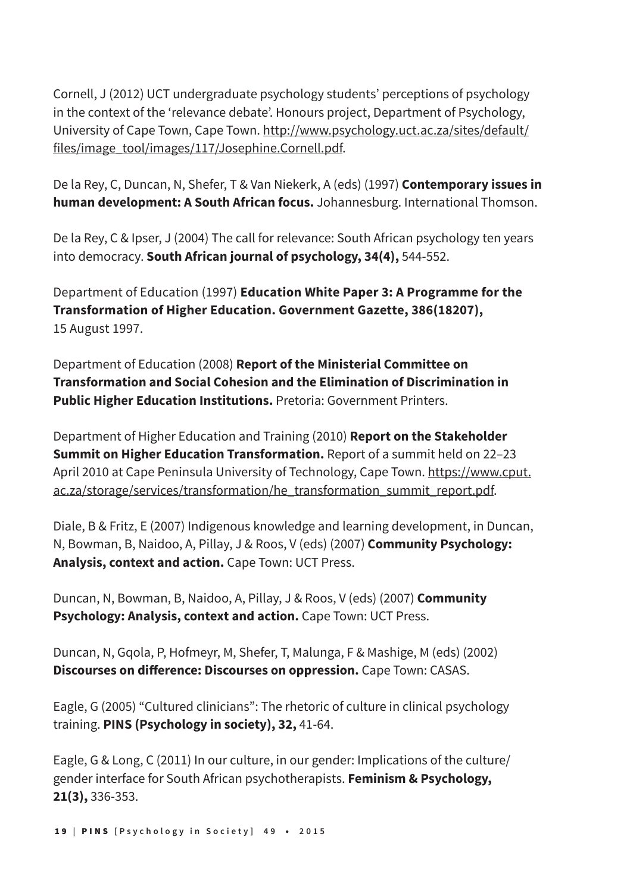Cornell, J (2012) UCT undergraduate psychology students' perceptions of psychology in the context of the 'relevance debate'. Honours project, Department of Psychology, University of Cape Town, Cape Town. http://www.psychology.uct.ac.za/sites/default/files/image_tool/images/117/Josephine.Cornell.pdf.

De la Rey, C, Duncan, N, Shefer, T & Van Niekerk, A (eds) (1997) **Contemporary issues in human development: A South African focus.** Johannesburg. International Thomson.

De la Rey, C & Ipser, J (2004) The call for relevance: South African psychology ten years into democracy. **South African journal of psychology, 34(4),** 544-552.

Department of Education (1997) **Education White Paper 3: A Programme for the Transformation of Higher Education. Government Gazette, 386(18207),** 15 August 1997.

Department of Education (2008) **Report of the Ministerial Committee on Transformation and Social Cohesion and the Elimination of Discrimination in Public Higher Education Institutions.** Pretoria: Government Printers.

Department of Higher Education and Training (2010) **Report on the Stakeholder Summit on Higher Education Transformation.** Report of a summit held on 22–23 April 2010 at Cape Peninsula University of Technology, Cape Town. https://www.cput.ac.za/storage/services/transformation/he_transformation_summit_report.pdf.

Diale, B & Fritz, E (2007) Indigenous knowledge and learning development, in Duncan, N, Bowman, B, Naidoo, A, Pillay, J & Roos, V (eds) (2007) **Community Psychology: Analysis, context and action.** Cape Town: UCT Press.

Duncan, N, Bowman, B, Naidoo, A, Pillay, J & Roos, V (eds) (2007) **Community Psychology: Analysis, context and action.** Cape Town: UCT Press.

Duncan, N, Gqola, P, Hofmeyr, M, Shefer, T, Malunga, F & Mashige, M (eds) (2002) **Discourses on difference: Discourses on oppression.** Cape Town: CASAS.

Eagle, G (2005) "Cultured clinicians": The rhetoric of culture in clinical psychology training. **PINS (Psychology in society), 32,** 41-64.

Eagle, G & Long, C (2011) In our culture, in our gender: Implications of the culture/gender interface for South African psychotherapists. **Feminism & Psychology, 21(3),** 336-353.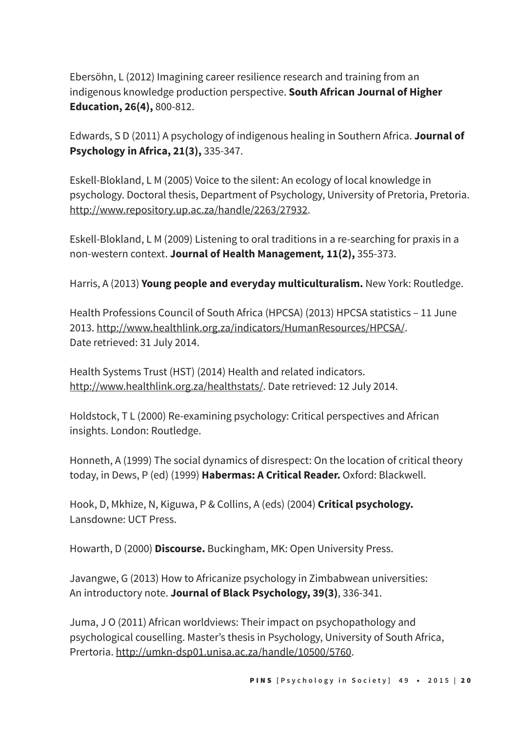Ebersöhn, L (2012) Imagining career resilience research and training from an indigenous knowledge production perspective. **South African Journal of Higher Education, 26(4),** 800-812.

Edwards, S D (2011) A psychology of indigenous healing in Southern Africa. **Journal of Psychology in Africa, 21(3),** 335-347.

Eskell-Blokland, L M (2005) Voice to the silent: An ecology of local knowledge in psychology. Doctoral thesis, Department of Psychology, University of Pretoria, Pretoria. http://www.repository.up.ac.za/handle/2263/27932.

Eskell-Blokland, L M (2009) Listening to oral traditions in a re-searching for praxis in a non-western context. **Journal of Health Management, 11(2),** 355-373.

Harris, A (2013) **Young people and everyday multiculturalism.** New York: Routledge.

Health Professions Council of South Africa (HPCSA) (2013) HPCSA statistics – 11 June 2013. http://www.healthlink.org.za/indicators/HumanResources/HPCSA/. Date retrieved: 31 July 2014.

Health Systems Trust (HST) (2014) Health and related indicators. http://www.healthlink.org.za/healthstats/. Date retrieved: 12 July 2014.

Holdstock, T L (2000) Re-examining psychology: Critical perspectives and African insights. London: Routledge.

Honneth, A (1999) The social dynamics of disrespect: On the location of critical theory today, in Dews, P (ed) (1999) **Habermas: A Critical Reader.** Oxford: Blackwell.

Hook, D, Mkhize, N, Kiguwa, P & Collins, A (eds) (2004) **Critical psychology.** Lansdowne: UCT Press.

Howarth, D (2000) **Discourse.** Buckingham, MK: Open University Press.

Javangwe, G (2013) How to Africanize psychology in Zimbabwean universities: An introductory note. **Journal of Black Psychology, 39(3)**, 336-341.

Juma, J O (2011) African worldviews: Their impact on psychopathology and psychological couselling. Master's thesis in Psychology, University of South Africa, Prertoria. http://umkn-dsp01.unisa.ac.za/handle/10500/5760.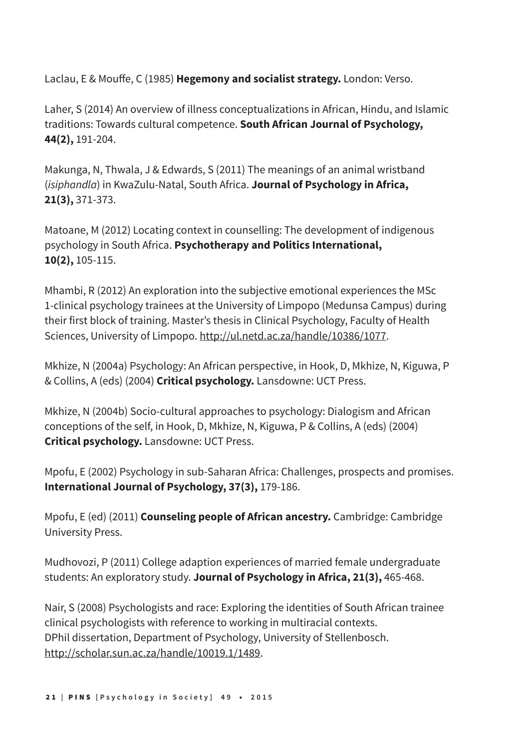Laclau, E & Mouffe, C (1985) **Hegemony and socialist strategy.** London: Verso.

Laher, S (2014) An overview of illness conceptualizations in African, Hindu, and Islamic traditions: Towards cultural competence. **South African Journal of Psychology, 44(2),** 191-204.

Makunga, N, Thwala, J & Edwards, S (2011) The meanings of an animal wristband (*isiphandla*) in KwaZulu-Natal, South Africa. **Journal of Psychology in Africa, 21(3),** 371-373.

Matoane, M (2012) Locating context in counselling: The development of indigenous psychology in South Africa. **Psychotherapy and Politics International, 10(2),** 105-115.

Mhambi, R (2012) An exploration into the subjective emotional experiences the MSc 1-clinical psychology trainees at the University of Limpopo (Medunsa Campus) during their first block of training. Master's thesis in Clinical Psychology, Faculty of Health Sciences, University of Limpopo. http://ul.netd.ac.za/handle/10386/1077.

Mkhize, N (2004a) Psychology: An African perspective, in Hook, D, Mkhize, N, Kiguwa, P & Collins, A (eds) (2004) **Critical psychology.** Lansdowne: UCT Press.

Mkhize, N (2004b) Socio-cultural approaches to psychology: Dialogism and African conceptions of the self, in Hook, D, Mkhize, N, Kiguwa, P & Collins, A (eds) (2004) **Critical psychology.** Lansdowne: UCT Press.

Mpofu, E (2002) Psychology in sub-Saharan Africa: Challenges, prospects and promises. **International Journal of Psychology, 37(3),** 179-186.

Mpofu, E (ed) (2011) **Counseling people of African ancestry.** Cambridge: Cambridge University Press.

Mudhovozi, P (2011) College adaption experiences of married female undergraduate students: An exploratory study. **Journal of Psychology in Africa, 21(3),** 465-468.

Nair, S (2008) Psychologists and race: Exploring the identities of South African trainee clinical psychologists with reference to working in multiracial contexts. DPhil dissertation, Department of Psychology, University of Stellenbosch. http://scholar.sun.ac.za/handle/10019.1/1489.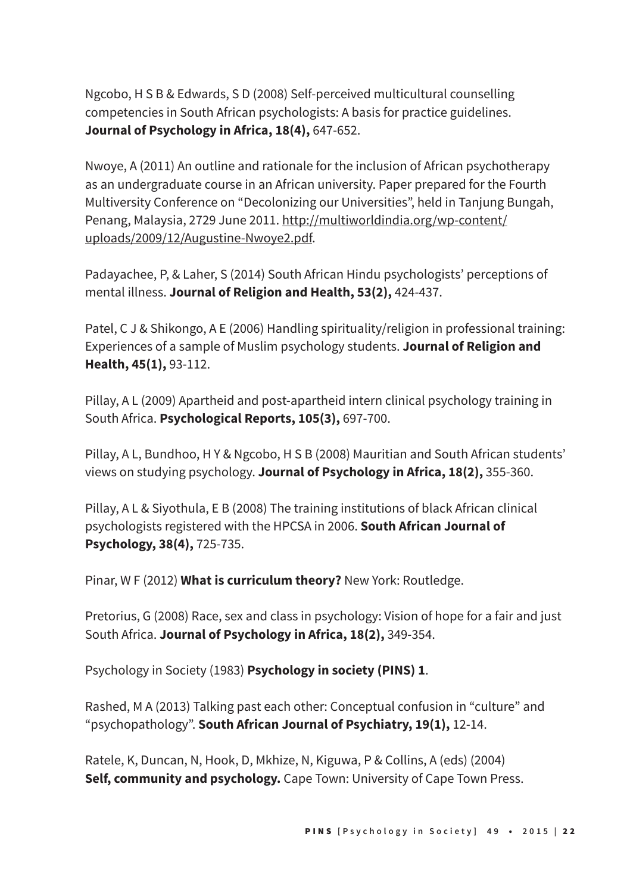Ngcobo, H S B & Edwards, S D (2008) Self-perceived multicultural counselling competencies in South African psychologists: A basis for practice guidelines. **Journal of Psychology in Africa, 18(4),** 647-652.

Nwoye, A (2011) An outline and rationale for the inclusion of African psychotherapy as an undergraduate course in an African university. Paper prepared for the Fourth Multiversity Conference on "Decolonizing our Universities", held in Tanjung Bungah, Penang, Malaysia, 2729 June 2011. http://multiworldindia.org/wp-content/uploads/2009/12/Augustine-Nwoye2.pdf.

Padayachee, P, & Laher, S (2014) South African Hindu psychologists' perceptions of mental illness. **Journal of Religion and Health, 53(2),** 424-437.

Patel, C J & Shikongo, A E (2006) Handling spirituality/religion in professional training: Experiences of a sample of Muslim psychology students. **Journal of Religion and Health, 45(1),** 93-112.

Pillay, A L (2009) Apartheid and post-apartheid intern clinical psychology training in South Africa. **Psychological Reports, 105(3),** 697-700.

Pillay, A L, Bundhoo, H Y & Ngcobo, H S B (2008) Mauritian and South African students' views on studying psychology. **Journal of Psychology in Africa, 18(2),** 355-360.

Pillay, A L & Siyothula, E B (2008) The training institutions of black African clinical psychologists registered with the HPCSA in 2006. **South African Journal of Psychology, 38(4),** 725-735.

Pinar, W F (2012) **What is curriculum theory?** New York: Routledge.

Pretorius, G (2008) Race, sex and class in psychology: Vision of hope for a fair and just South Africa. **Journal of Psychology in Africa, 18(2),** 349-354.

Psychology in Society (1983) **Psychology in society (PINS) 1**.

Rashed, M A (2013) Talking past each other: Conceptual confusion in "culture" and "psychopathology". **South African Journal of Psychiatry, 19(1),** 12-14.

Ratele, K, Duncan, N, Hook, D, Mkhize, N, Kiguwa, P & Collins, A (eds) (2004) **Self, community and psychology.** Cape Town: University of Cape Town Press.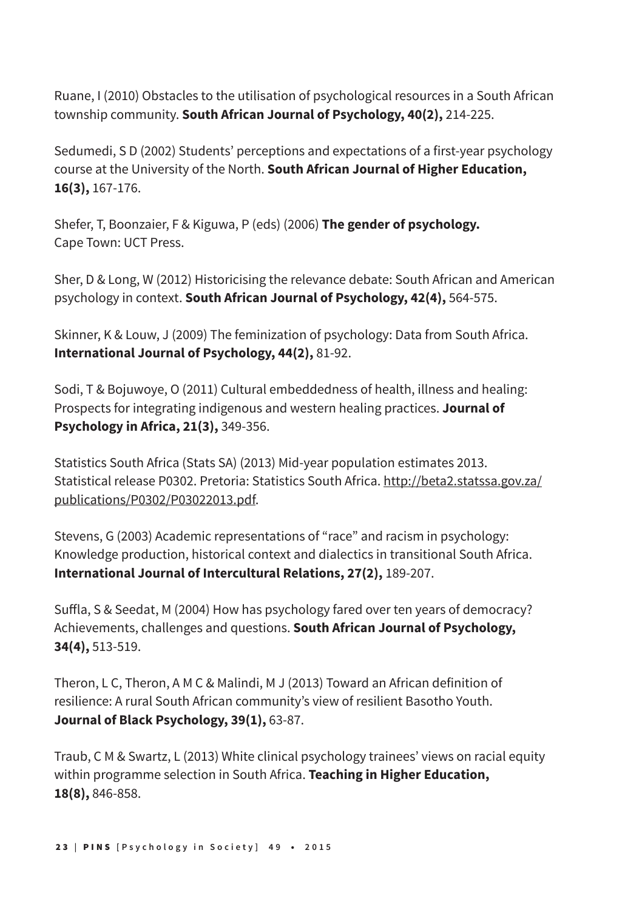Ruane, I (2010) Obstacles to the utilisation of psychological resources in a South African township community. **South African Journal of Psychology, 40(2),** 214-225.

Sedumedi, S D (2002) Students' perceptions and expectations of a first-year psychology course at the University of the North. **South African Journal of Higher Education, 16(3),** 167-176.

Shefer, T, Boonzaier, F & Kiguwa, P (eds) (2006) **The gender of psychology.** Cape Town: UCT Press.

Sher, D & Long, W (2012) Historicising the relevance debate: South African and American psychology in context. **South African Journal of Psychology, 42(4),** 564-575.

Skinner, K & Louw, J (2009) The feminization of psychology: Data from South Africa. **International Journal of Psychology, 44(2),** 81-92.

Sodi, T & Bojuwoye, O (2011) Cultural embeddedness of health, illness and healing: Prospects for integrating indigenous and western healing practices. **Journal of Psychology in Africa, 21(3),** 349-356.

Statistics South Africa (Stats SA) (2013) Mid-year population estimates 2013. Statistical release P0302. Pretoria: Statistics South Africa. http://beta2.statssa.gov.za/publications/P0302/P03022013.pdf.

Stevens, G (2003) Academic representations of "race" and racism in psychology: Knowledge production, historical context and dialectics in transitional South Africa. **International Journal of Intercultural Relations, 27(2),** 189-207.

Suffla, S & Seedat, M (2004) How has psychology fared over ten years of democracy? Achievements, challenges and questions. **South African Journal of Psychology, 34(4),** 513-519.

Theron, L C, Theron, A M C & Malindi, M J (2013) Toward an African definition of resilience: A rural South African community's view of resilient Basotho Youth. **Journal of Black Psychology, 39(1),** 63-87.

Traub, C M & Swartz, L (2013) White clinical psychology trainees' views on racial equity within programme selection in South Africa. **Teaching in Higher Education, 18(8),** 846-858.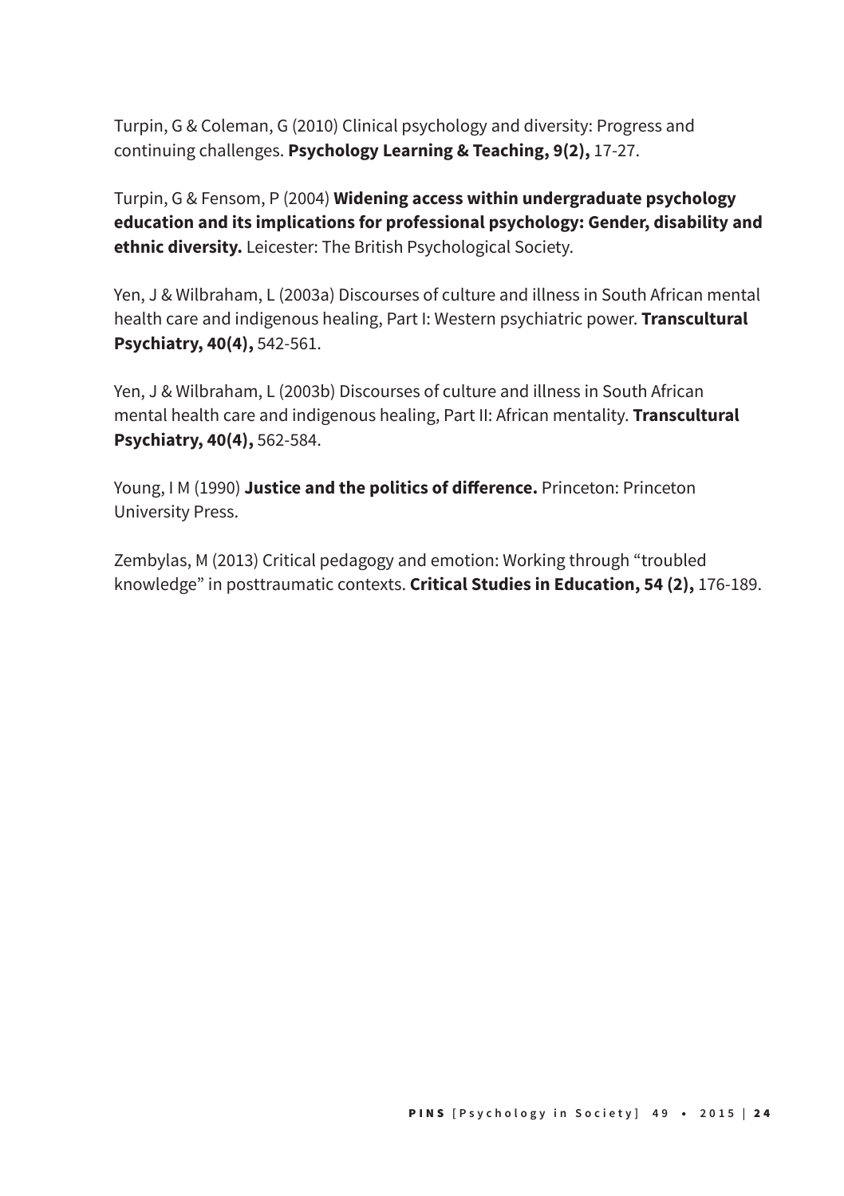Turpin, G & Coleman, G (2010) Clinical psychology and diversity: Progress and continuing challenges. **Psychology Learning & Teaching, 9(2),** 17-27.

Turpin, G & Fensom, P (2004) **Widening access within undergraduate psychology education and its implications for professional psychology: Gender, disability and ethnic diversity.** Leicester: The British Psychological Society.

Yen, J & Wilbraham, L (2003a) Discourses of culture and illness in South African mental health care and indigenous healing, Part I: Western psychiatric power. **Transcultural Psychiatry, 40(4),** 542-561.

Yen, J & Wilbraham, L (2003b) Discourses of culture and illness in South African mental health care and indigenous healing, Part II: African mentality. **Transcultural Psychiatry, 40(4),** 562-584.

Young, I M (1990) **Justice and the politics of difference.** Princeton: Princeton University Press.

Zembylas, M (2013) Critical pedagogy and emotion: Working through "troubled knowledge" in posttraumatic contexts. **Critical Studies in Education, 54 (2),** 176-189.